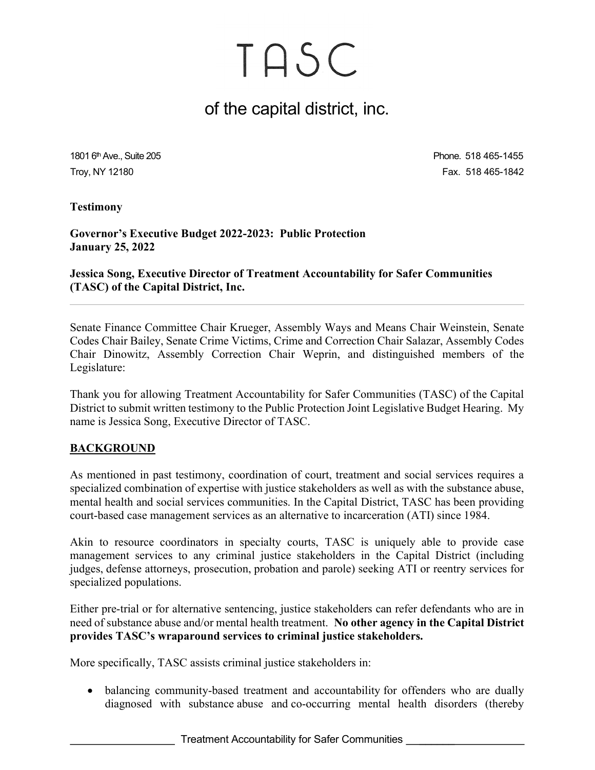# TASC

## of the capital district, inc.

1801 6th Ave., Suite 205
Troy, NY 12180

Phone. 518 465-1455
Fax. 518 465-1842

**Testimony**

**Governor's Executive Budget 2022-2023: Public Protection**
**January 25, 2022**

**Jessica Song, Executive Director of Treatment Accountability for Safer Communities (TASC) of the Capital District, Inc.**

---

Senate Finance Committee Chair Krueger, Assembly Ways and Means Chair Weinstein, Senate Codes Chair Bailey, Senate Crime Victims, Crime and Correction Chair Salazar, Assembly Codes Chair Dinowitz, Assembly Correction Chair Weprin, and distinguished members of the Legislature:

Thank you for allowing Treatment Accountability for Safer Communities (TASC) of the Capital District to submit written testimony to the Public Protection Joint Legislative Budget Hearing. My name is Jessica Song, Executive Director of TASC.

## BACKGROUND

As mentioned in past testimony, coordination of court, treatment and social services requires a specialized combination of expertise with justice stakeholders as well as with the substance abuse, mental health and social services communities. In the Capital District, TASC has been providing court-based case management services as an alternative to incarceration (ATI) since 1984.

Akin to resource coordinators in specialty courts, TASC is uniquely able to provide case management services to any criminal justice stakeholders in the Capital District (including judges, defense attorneys, prosecution, probation and parole) seeking ATI or reentry services for specialized populations.

Either pre-trial or for alternative sentencing, justice stakeholders can refer defendants who are in need of substance abuse and/or mental health treatment. **No other agency in the Capital District provides TASC's wraparound services to criminal justice stakeholders.**

More specifically, TASC assists criminal justice stakeholders in:

- balancing community-based treatment and accountability for offenders who are dually diagnosed with substance abuse and co-occurring mental health disorders (thereby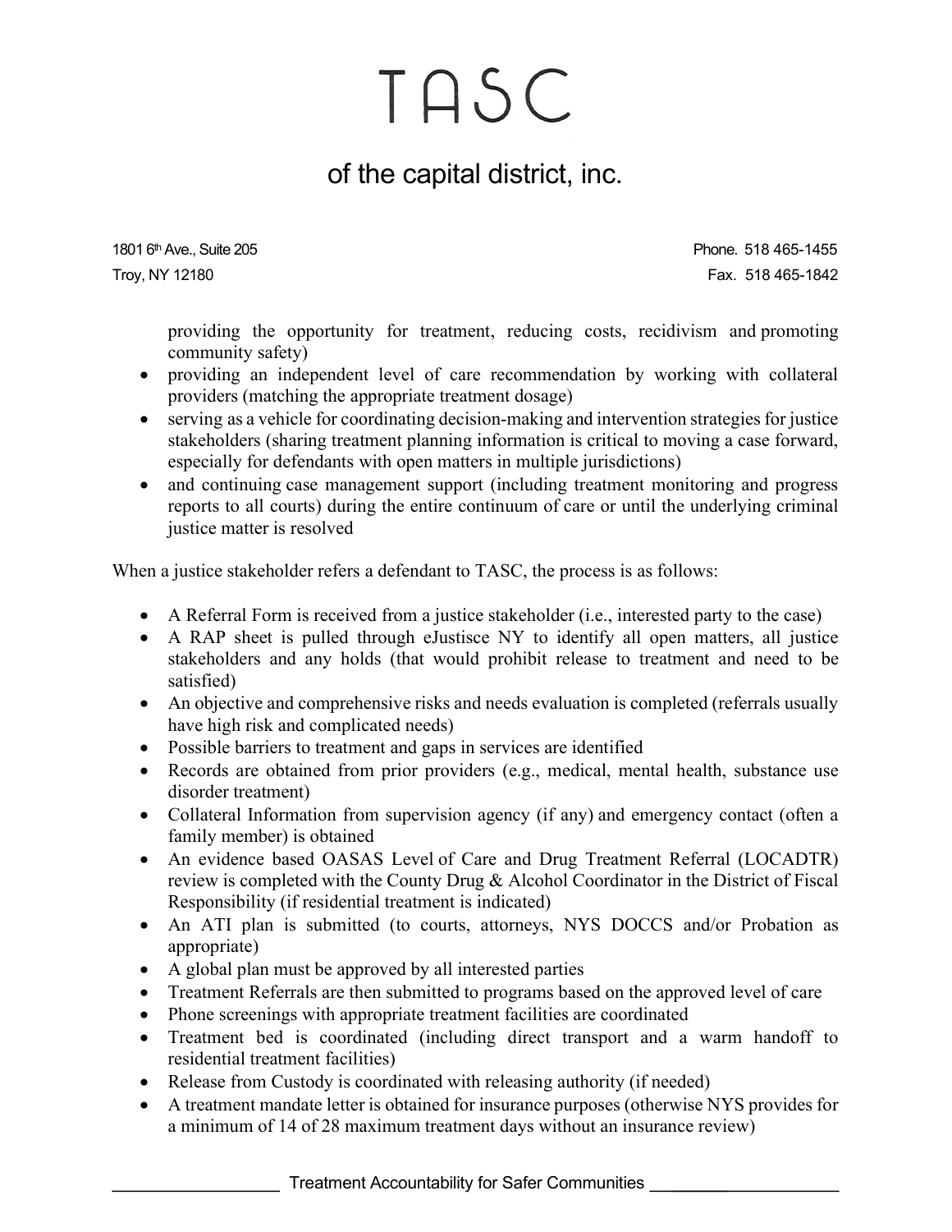providing the opportunity for treatment, reducing costs, recidivism and promoting community safety)

- providing an independent level of care recommendation by working with collateral providers (matching the appropriate treatment dosage)
- serving as a vehicle for coordinating decision-making and intervention strategies for justice stakeholders (sharing treatment planning information is critical to moving a case forward, especially for defendants with open matters in multiple jurisdictions)
- and continuing case management support (including treatment monitoring and progress reports to all courts) during the entire continuum of care or until the underlying criminal justice matter is resolved

When a justice stakeholder refers a defendant to TASC, the process is as follows:

- A Referral Form is received from a justice stakeholder (i.e., interested party to the case)
- A RAP sheet is pulled through eJustisce NY to identify all open matters, all justice stakeholders and any holds (that would prohibit release to treatment and need to be satisfied)
- An objective and comprehensive risks and needs evaluation is completed (referrals usually have high risk and complicated needs)
- Possible barriers to treatment and gaps in services are identified
- Records are obtained from prior providers (e.g., medical, mental health, substance use disorder treatment)
- Collateral Information from supervision agency (if any) and emergency contact (often a family member) is obtained
- An evidence based OASAS Level of Care and Drug Treatment Referral (LOCADTR) review is completed with the County Drug & Alcohol Coordinator in the District of Fiscal Responsibility (if residential treatment is indicated)
- An ATI plan is submitted (to courts, attorneys, NYS DOCCS and/or Probation as appropriate)
- A global plan must be approved by all interested parties
- Treatment Referrals are then submitted to programs based on the approved level of care
- Phone screenings with appropriate treatment facilities are coordinated
- Treatment bed is coordinated (including direct transport and a warm handoff to residential treatment facilities)
- Release from Custody is coordinated with releasing authority (if needed)
- A treatment mandate letter is obtained for insurance purposes (otherwise NYS provides for a minimum of 14 of 28 maximum treatment days without an insurance review)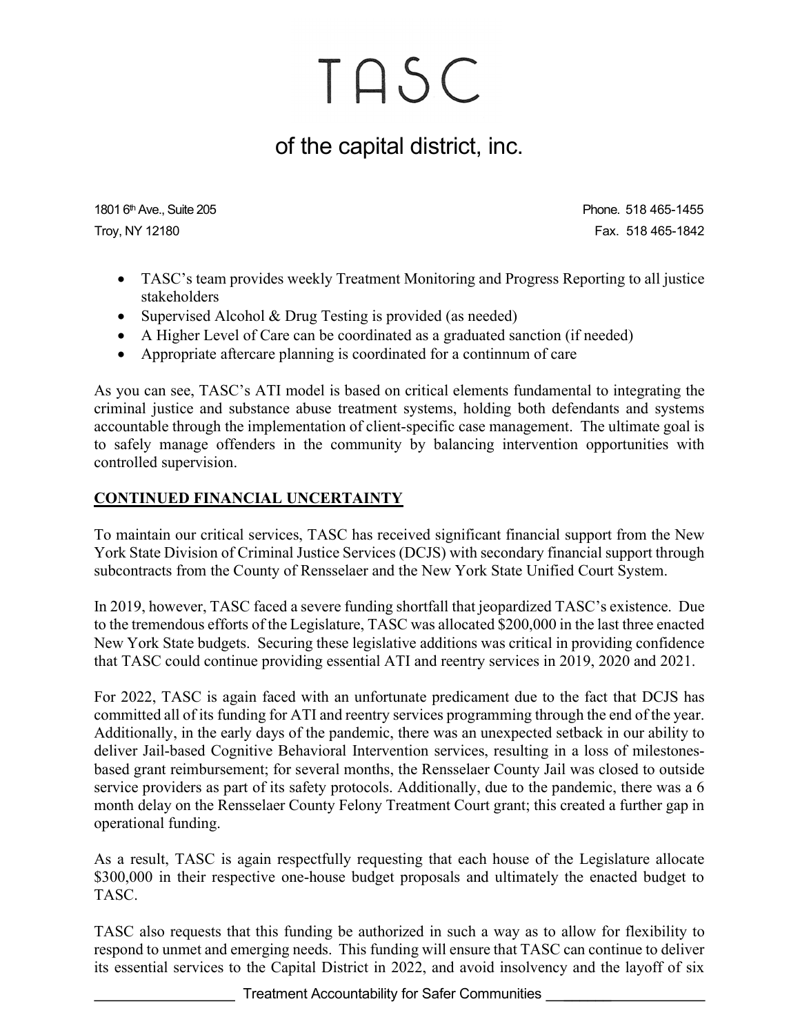- TASC's team provides weekly Treatment Monitoring and Progress Reporting to all justice stakeholders
- Supervised Alcohol & Drug Testing is provided (as needed)
- A Higher Level of Care can be coordinated as a graduated sanction (if needed)
- Appropriate aftercare planning is coordinated for a continnum of care

As you can see, TASC's ATI model is based on critical elements fundamental to integrating the criminal justice and substance abuse treatment systems, holding both defendants and systems accountable through the implementation of client-specific case management. The ultimate goal is to safely manage offenders in the community by balancing intervention opportunities with controlled supervision.

## CONTINUED FINANCIAL UNCERTAINTY

To maintain our critical services, TASC has received significant financial support from the New York State Division of Criminal Justice Services (DCJS) with secondary financial support through subcontracts from the County of Rensselaer and the New York State Unified Court System.

In 2019, however, TASC faced a severe funding shortfall that jeopardized TASC's existence. Due to the tremendous efforts of the Legislature, TASC was allocated $200,000 in the last three enacted New York State budgets. Securing these legislative additions was critical in providing confidence that TASC could continue providing essential ATI and reentry services in 2019, 2020 and 2021.

For 2022, TASC is again faced with an unfortunate predicament due to the fact that DCJS has committed all of its funding for ATI and reentry services programming through the end of the year. Additionally, in the early days of the pandemic, there was an unexpected setback in our ability to deliver Jail-based Cognitive Behavioral Intervention services, resulting in a loss of milestones-based grant reimbursement; for several months, the Rensselaer County Jail was closed to outside service providers as part of its safety protocols. Additionally, due to the pandemic, there was a 6 month delay on the Rensselaer County Felony Treatment Court grant; this created a further gap in operational funding.

As a result, TASC is again respectfully requesting that each house of the Legislature allocate $300,000 in their respective one-house budget proposals and ultimately the enacted budget to TASC.

TASC also requests that this funding be authorized in such a way as to allow for flexibility to respond to unmet and emerging needs. This funding will ensure that TASC can continue to deliver its essential services to the Capital District in 2022, and avoid insolvency and the layoff of six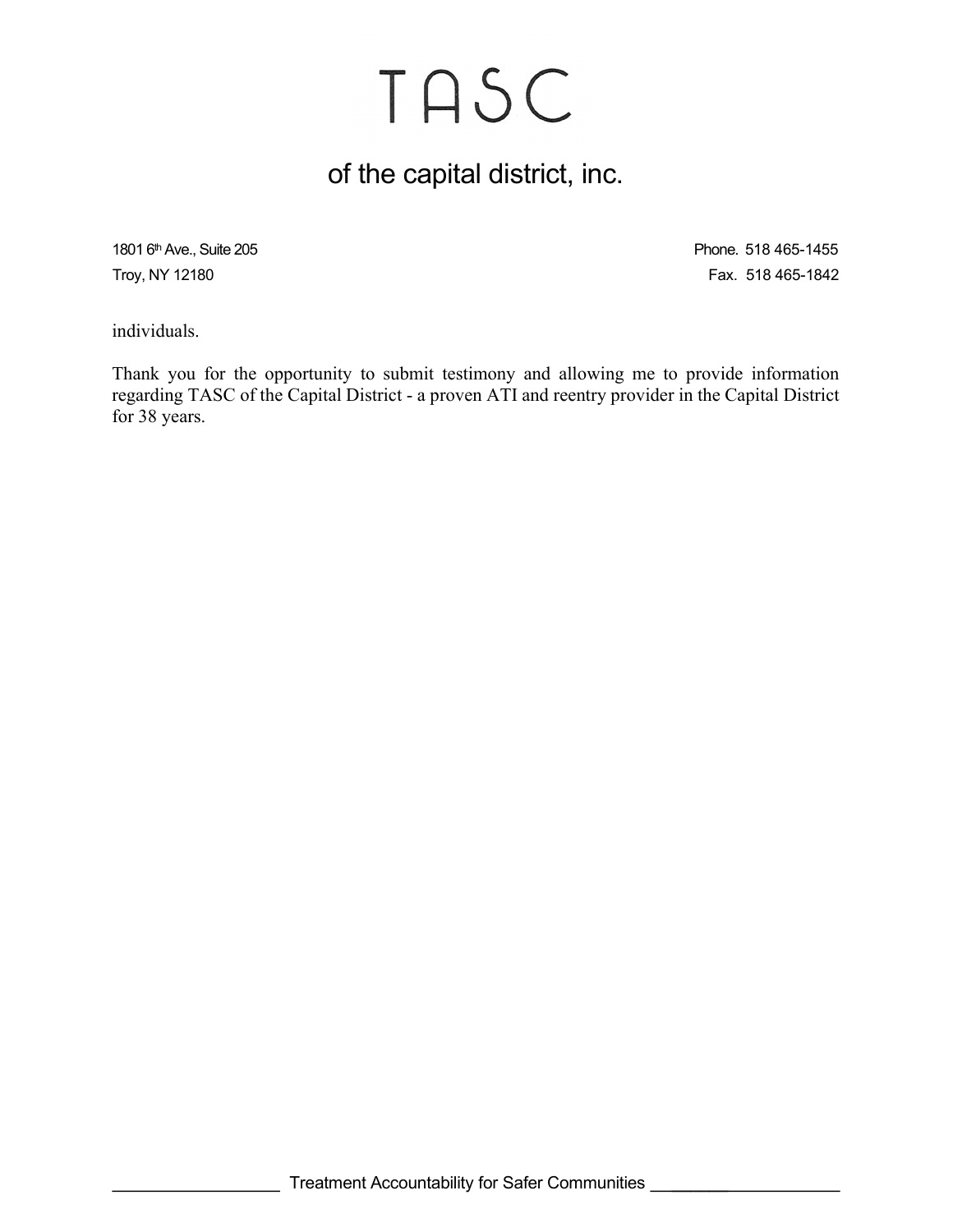individuals.

Thank you for the opportunity to submit testimony and allowing me to provide information regarding TASC of the Capital District - a proven ATI and reentry provider in the Capital District for 38 years.